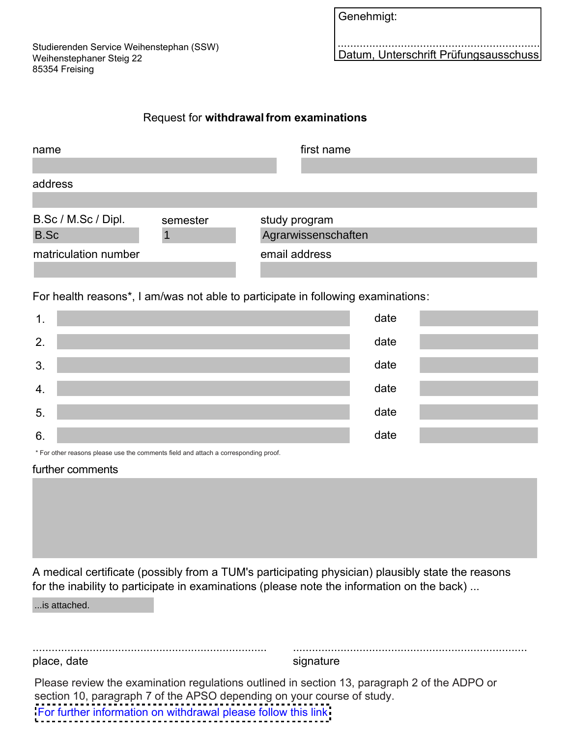Genehmigt:

...............................................................
Datum, Unterschrift Prüfungsausschuss

Studierenden Service Weihenstephan (SSW)
Weihenstephaner Steig 22
85354 Freising

## Request for **withdrawal from examinations**

| name | first name |
|---|---|
| | |

address

| B.Sc / M.Sc / Dipl. | semester | study program |
|---|---|---|
| B.Sc | 1 | Agrarwissenschaften |

| matriculation number | email address |
|---|---|
| | |

For health reasons*, I am/was not able to participate in following examinations:

| | examination | | date |
|---|---|---|---|
| 1. | | date | |
| 2. | | date | |
| 3. | | date | |
| 4. | | date | |
| 5. | | date | |
| 6. | | date | |

* For other reasons please use the comments field and attach a corresponding proof.

further comments

A medical certificate (possibly from a TUM's participating physician) plausibly state the reasons for the inability to participate in examinations (please note the information on the back) ...

...is attached.

........................................................................ place, date

........................................................................ signature

Please review the examination regulations outlined in section 13, paragraph 2 of the ADPO or section 10, paragraph 7 of the APSO depending on your course of study.

For further information on withdrawal please follow this link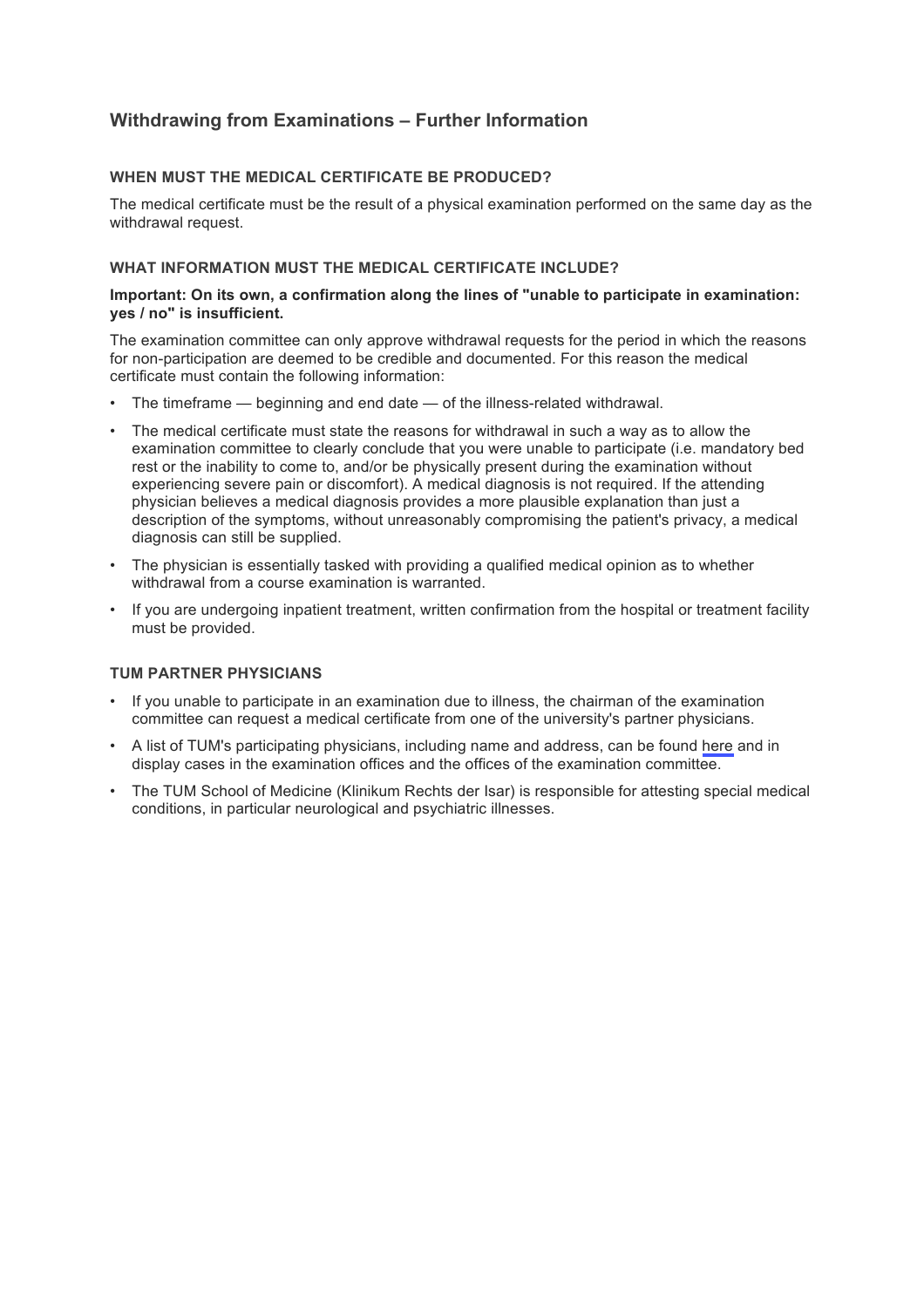## Withdrawing from Examinations – Further Information

### WHEN MUST THE MEDICAL CERTIFICATE BE PRODUCED?

The medical certificate must be the result of a physical examination performed on the same day as the withdrawal request.

### WHAT INFORMATION MUST THE MEDICAL CERTIFICATE INCLUDE?

**Important: On its own, a confirmation along the lines of "unable to participate in examination: yes / no" is insufficient.**

The examination committee can only approve withdrawal requests for the period in which the reasons for non-participation are deemed to be credible and documented. For this reason the medical certificate must contain the following information:

- The timeframe — beginning and end date — of the illness-related withdrawal.
- The medical certificate must state the reasons for withdrawal in such a way as to allow the examination committee to clearly conclude that you were unable to participate (i.e. mandatory bed rest or the inability to come to, and/or be physically present during the examination without experiencing severe pain or discomfort). A medical diagnosis is not required. If the attending physician believes a medical diagnosis provides a more plausible explanation than just a description of the symptoms, without unreasonably compromising the patient's privacy, a medical diagnosis can still be supplied.
- The physician is essentially tasked with providing a qualified medical opinion as to whether withdrawal from a course examination is warranted.
- If you are undergoing inpatient treatment, written confirmation from the hospital or treatment facility must be provided.

### TUM PARTNER PHYSICIANS

- If you unable to participate in an examination due to illness, the chairman of the examination committee can request a medical certificate from one of the university's partner physicians.
- A list of TUM's participating physicians, including name and address, can be found here and in display cases in the examination offices and the offices of the examination committee.
- The TUM School of Medicine (Klinikum Rechts der Isar) is responsible for attesting special medical conditions, in particular neurological and psychiatric illnesses.